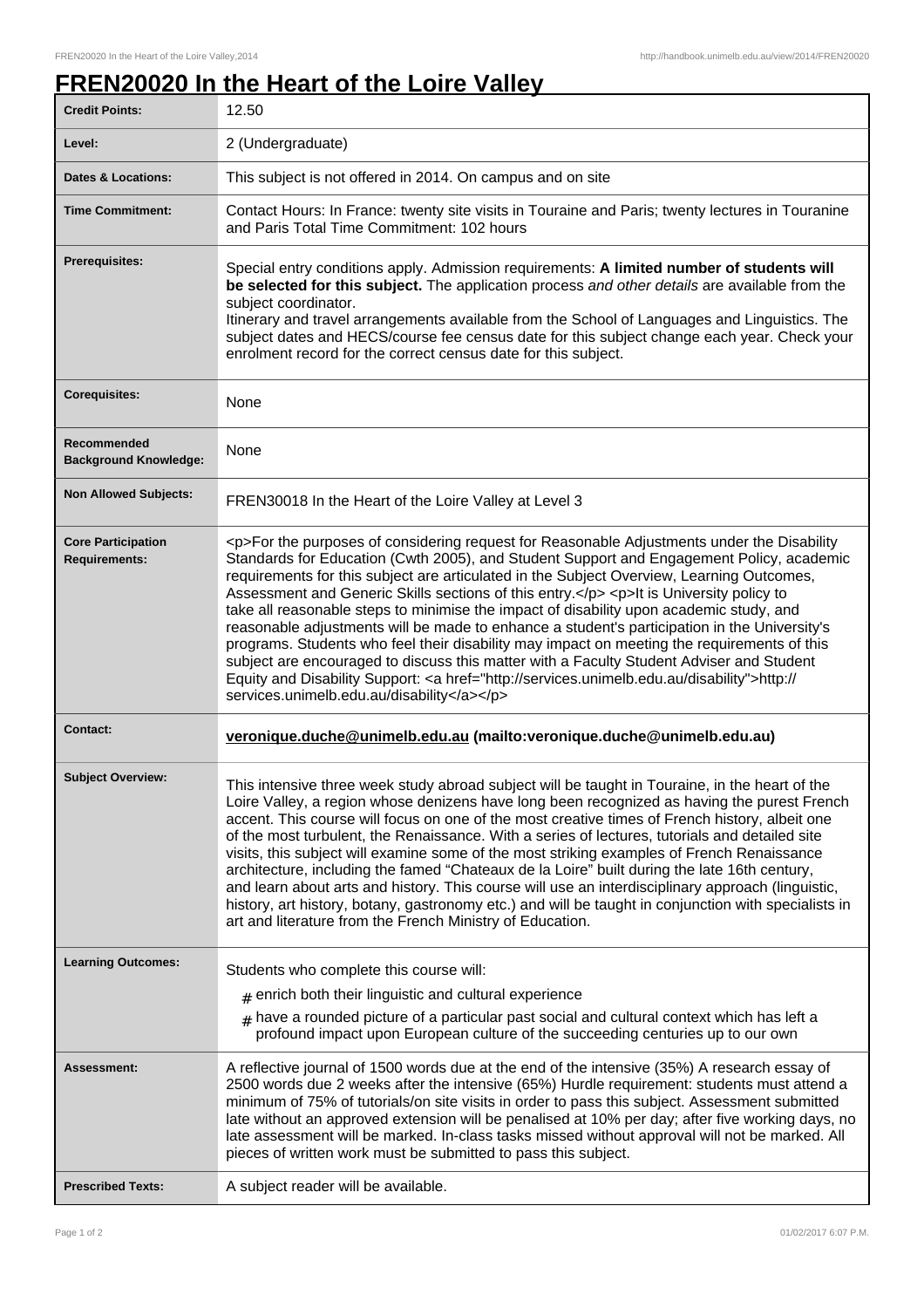# FREN20020 In the Heart of the Loire Valley

| | |
|---|---|
| **Credit Points:** | 12.50 |
| **Level:** | 2 (Undergraduate) |
| **Dates & Locations:** | This subject is not offered in 2014. On campus and on site |
| **Time Commitment:** | Contact Hours: In France: twenty site visits in Touraine and Paris; twenty lectures in Touranine and Paris Total Time Commitment: 102 hours |
| **Prerequisites:** | Special entry conditions apply. Admission requirements: **A limited number of students will be selected for this subject.** The application process *and other details* are available from the subject coordinator.<br>Itinerary and travel arrangements available from the School of Languages and Linguistics. The subject dates and HECS/course fee census date for this subject change each year. Check your enrolment record for the correct census date for this subject. |
| **Corequisites:** | None |
| **Recommended Background Knowledge:** | None |
| **Non Allowed Subjects:** | FREN30018 In the Heart of the Loire Valley at Level 3 |
| **Core Participation Requirements:** | <p>For the purposes of considering request for Reasonable Adjustments under the Disability Standards for Education (Cwth 2005), and Student Support and Engagement Policy, academic requirements for this subject are articulated in the Subject Overview, Learning Outcomes, Assessment and Generic Skills sections of this entry.</p> <p>It is University policy to take all reasonable steps to minimise the impact of disability upon academic study, and reasonable adjustments will be made to enhance a student's participation in the University's programs. Students who feel their disability may impact on meeting the requirements of this subject are encouraged to discuss this matter with a Faculty Student Adviser and Student Equity and Disability Support: <a href="http://services.unimelb.edu.au/disability">http://services.unimelb.edu.au/disability</a></p> |
| **Contact:** | **veronique.duche@unimelb.edu.au (mailto:veronique.duche@unimelb.edu.au)** |
| **Subject Overview:** | This intensive three week study abroad subject will be taught in Touraine, in the heart of the Loire Valley, a region whose denizens have long been recognized as having the purest French accent. This course will focus on one of the most creative times of French history, albeit one of the most turbulent, the Renaissance. With a series of lectures, tutorials and detailed site visits, this subject will examine some of the most striking examples of French Renaissance architecture, including the famed "Chateaux de la Loire" built during the late 16th century, and learn about arts and history. This course will use an interdisciplinary approach (linguistic, history, art history, botany, gastronomy etc.) and will be taught in conjunction with specialists in art and literature from the French Ministry of Education. |
| **Learning Outcomes:** | Students who complete this course will:<br># enrich both their linguistic and cultural experience<br># have a rounded picture of a particular past social and cultural context which has left a profound impact upon European culture of the succeeding centuries up to our own |
| **Assessment:** | A reflective journal of 1500 words due at the end of the intensive (35%) A research essay of 2500 words due 2 weeks after the intensive (65%) Hurdle requirement: students must attend a minimum of 75% of tutorials/on site visits in order to pass this subject. Assessment submitted late without an approved extension will be penalised at 10% per day; after five working days, no late assessment will be marked. In-class tasks missed without approval will not be marked. All pieces of written work must be submitted to pass this subject. |
| **Prescribed Texts:** | A subject reader will be available. |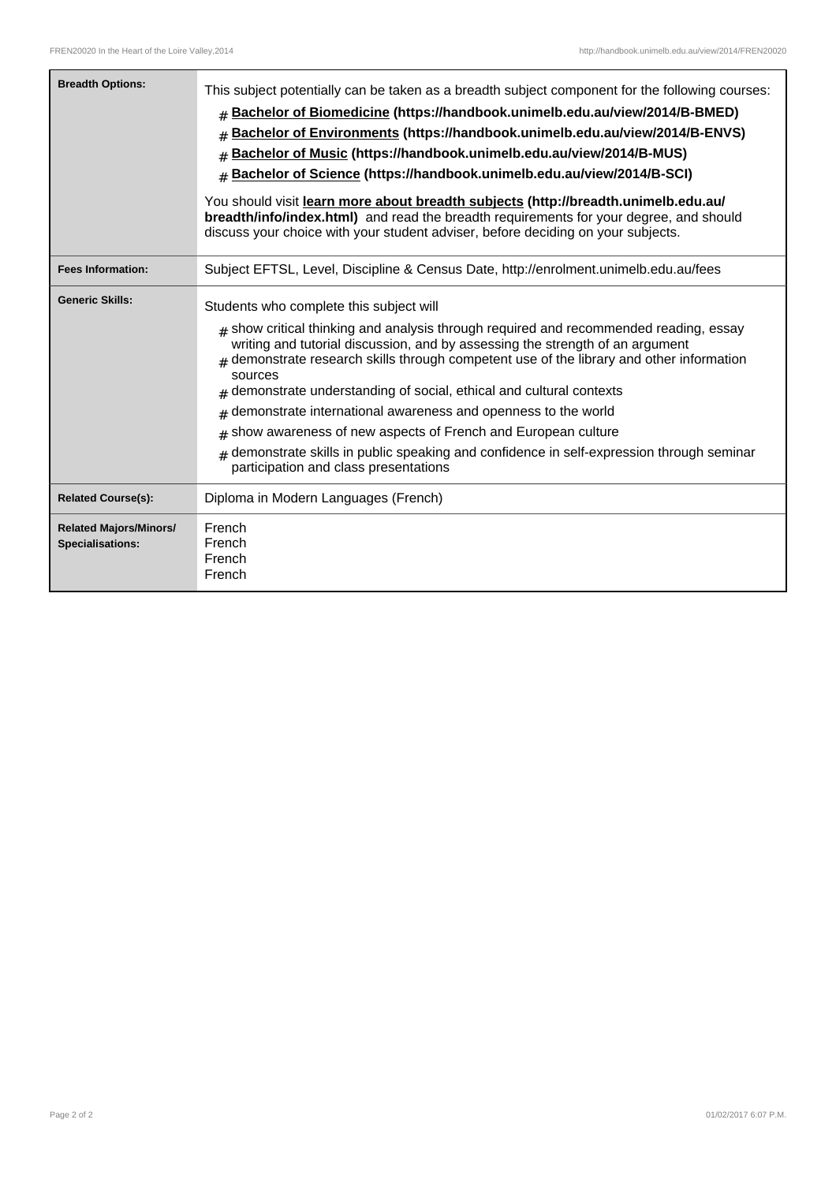| | |
|---|---|
| **Breadth Options:** | This subject potentially can be taken as a breadth subject component for the following courses:<br># **Bachelor of Biomedicine (https://handbook.unimelb.edu.au/view/2014/B-BMED)**<br># **Bachelor of Environments (https://handbook.unimelb.edu.au/view/2014/B-ENVS)**<br># **Bachelor of Music (https://handbook.unimelb.edu.au/view/2014/B-MUS)**<br># **Bachelor of Science (https://handbook.unimelb.edu.au/view/2014/B-SCI)**<br><br>You should visit **learn more about breadth subjects (http://breadth.unimelb.edu.au/breadth/info/index.html)** and read the breadth requirements for your degree, and should discuss your choice with your student adviser, before deciding on your subjects. |
| **Fees Information:** | Subject EFTSL, Level, Discipline & Census Date, http://enrolment.unimelb.edu.au/fees |
| **Generic Skills:** | Students who complete this subject will<br># show critical thinking and analysis through required and recommended reading, essay writing and tutorial discussion, and by assessing the strength of an argument<br># demonstrate research skills through competent use of the library and other information sources<br># demonstrate understanding of social, ethical and cultural contexts<br># demonstrate international awareness and openness to the world<br># show awareness of new aspects of French and European culture<br># demonstrate skills in public speaking and confidence in self-expression through seminar participation and class presentations |
| **Related Course(s):** | Diploma in Modern Languages (French) |
| **Related Majors/Minors/ Specialisations:** | French<br>French<br>French<br>French |